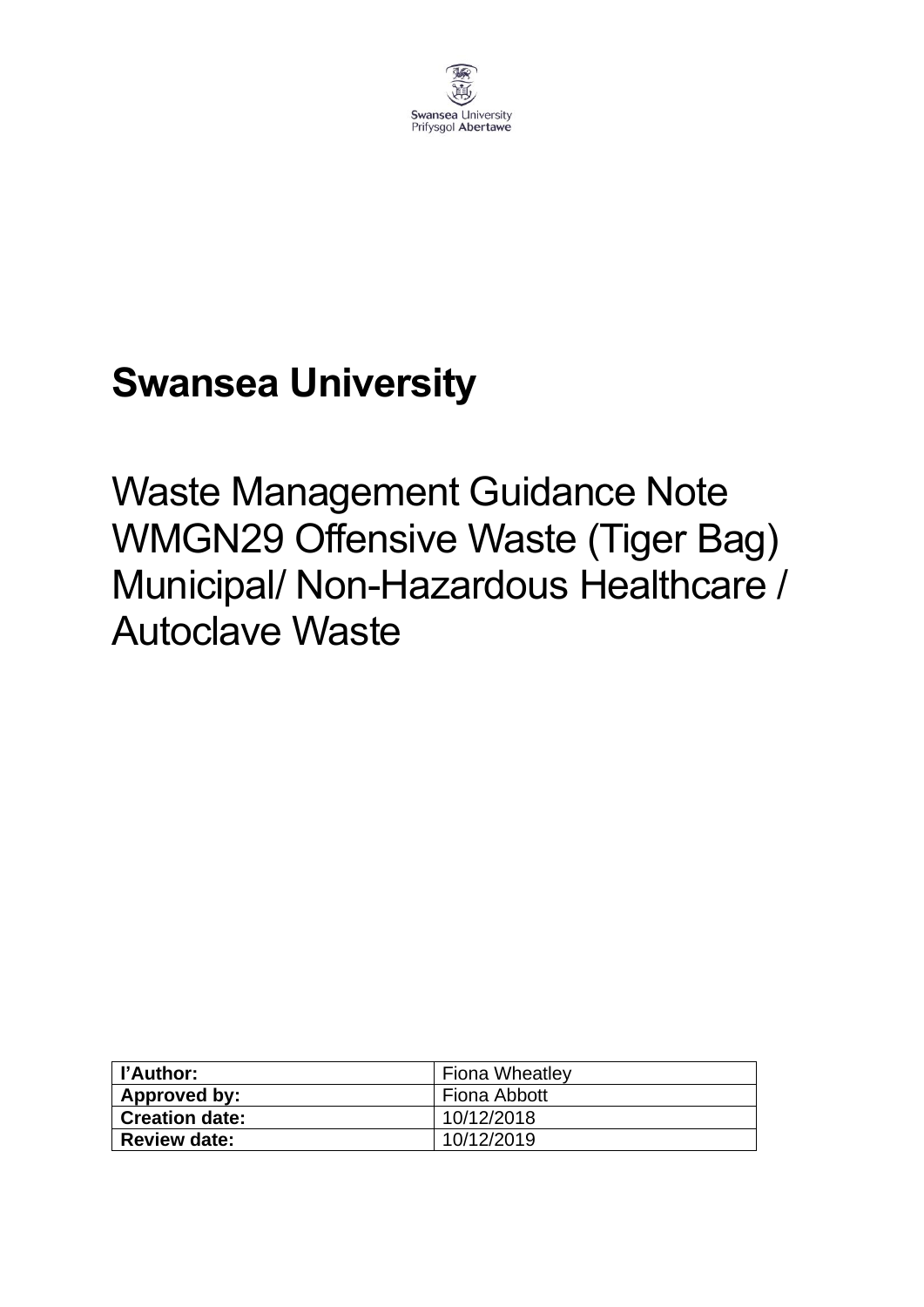Swansea University
Prifysgol Abertawe

# Swansea University

# Waste Management Guidance Note WMGN29 Offensive Waste (Tiger Bag) Municipal/ Non-Hazardous Healthcare / Autoclave Waste

| I'Author: | Fiona Wheatley |
|---|---|
| Approved by: | Fiona Abbott |
| Creation date: | 10/12/2018 |
| Review date: | 10/12/2019 |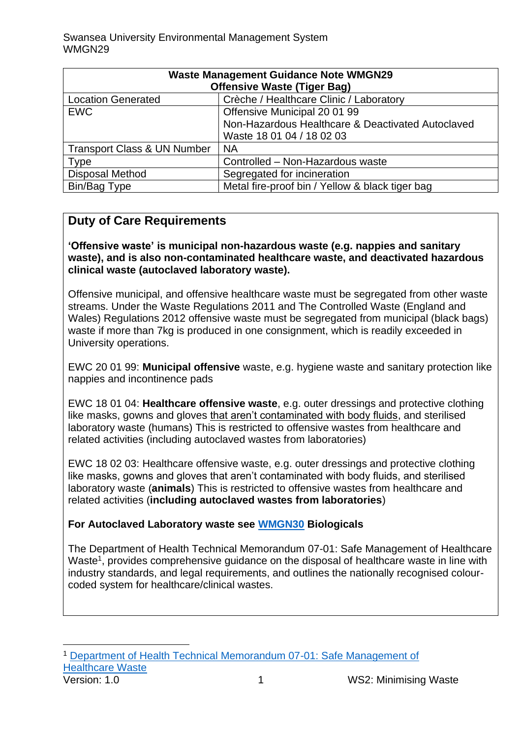| Waste Management Guidance Note WMGN29<br>Offensive Waste (Tiger Bag) | |
|---|---|
| Location Generated | Crèche / Healthcare Clinic / Laboratory |
| EWC | Offensive Municipal 20 01 99<br>Non-Hazardous Healthcare & Deactivated Autoclaved Waste 18 01 04 / 18 02 03 |
| Transport Class & UN Number | NA |
| Type | Controlled – Non-Hazardous waste |
| Disposal Method | Segregated for incineration |
| Bin/Bag Type | Metal fire-proof bin / Yellow & black tiger bag |

## Duty of Care Requirements

**'Offensive waste' is municipal non-hazardous waste (e.g. nappies and sanitary waste), and is also non-contaminated healthcare waste, and deactivated hazardous clinical waste (autoclaved laboratory waste).**

Offensive municipal, and offensive healthcare waste must be segregated from other waste streams. Under the Waste Regulations 2011 and The Controlled Waste (England and Wales) Regulations 2012 offensive waste must be segregated from municipal (black bags) waste if more than 7kg is produced in one consignment, which is readily exceeded in University operations.

EWC 20 01 99: **Municipal offensive** waste, e.g. hygiene waste and sanitary protection like nappies and incontinence pads

EWC 18 01 04: **Healthcare offensive waste**, e.g. outer dressings and protective clothing like masks, gowns and gloves that aren't contaminated with body fluids, and sterilised laboratory waste (humans) This is restricted to offensive wastes from healthcare and related activities (including autoclaved wastes from laboratories)

EWC 18 02 03: Healthcare offensive waste, e.g. outer dressings and protective clothing like masks, gowns and gloves that aren't contaminated with body fluids, and sterilised laboratory waste (**animals**) This is restricted to offensive wastes from healthcare and related activities (**including autoclaved wastes from laboratories**)

**For Autoclaved Laboratory waste see WMGN30 Biologicals**

The Department of Health Technical Memorandum 07-01: Safe Management of Healthcare Waste[1], provides comprehensive guidance on the disposal of healthcare waste in line with industry standards, and legal requirements, and outlines the nationally recognised colour-coded system for healthcare/clinical wastes.

[1] Department of Health Technical Memorandum 07-01: Safe Management of Healthcare Waste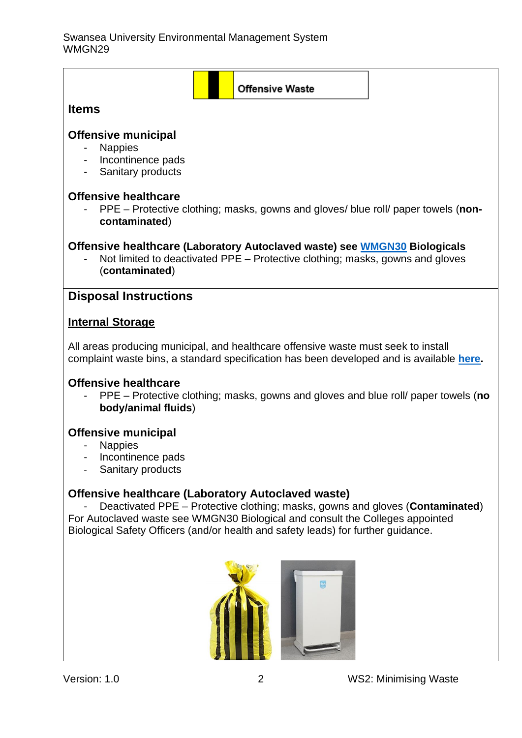Offensive Waste

## Items

### Offensive municipal

- Nappies
- Incontinence pads
- Sanitary products

### Offensive healthcare

- PPE – Protective clothing; masks, gowns and gloves/ blue roll/ paper towels (**non-contaminated**)

### Offensive healthcare (Laboratory Autoclaved waste) see WMGN30 Biologicals

- Not limited to deactivated PPE – Protective clothing; masks, gowns and gloves (**contaminated**)

## Disposal Instructions

### Internal Storage

All areas producing municipal, and healthcare offensive waste must seek to install complaint waste bins, a standard specification has been developed and is available **here**.

### Offensive healthcare

- PPE – Protective clothing; masks, gowns and gloves and blue roll/ paper towels (**no body/animal fluids**)

### Offensive municipal

- Nappies
- Incontinence pads
- Sanitary products

### Offensive healthcare (Laboratory Autoclaved waste)

- Deactivated PPE – Protective clothing; masks, gowns and gloves (**Contaminated**)

For Autoclaved waste see WMGN30 Biological and consult the Colleges appointed Biological Safety Officers (and/or health and safety leads) for further guidance.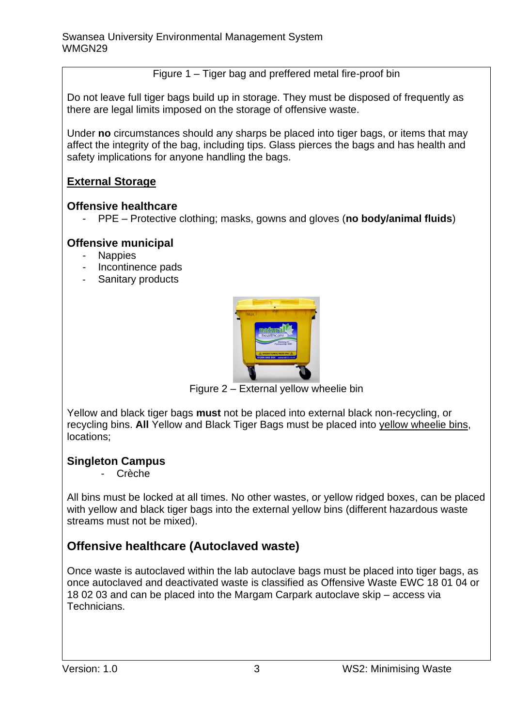Figure 1 – Tiger bag and preffered metal fire-proof bin

Do not leave full tiger bags build up in storage. They must be disposed of frequently as there are legal limits imposed on the storage of offensive waste.

Under **no** circumstances should any sharps be placed into tiger bags, or items that may affect the integrity of the bag, including tips. Glass pierces the bags and has health and safety implications for anyone handling the bags.

## External Storage

### Offensive healthcare

- PPE – Protective clothing; masks, gowns and gloves (**no body/animal fluids**)

### Offensive municipal

- Nappies
- Incontinence pads
- Sanitary products

Figure 2 – External yellow wheelie bin

Yellow and black tiger bags **must** not be placed into external black non-recycling, or recycling bins. **All** Yellow and Black Tiger Bags must be placed into yellow wheelie bins, locations;

### Singleton Campus

- Crèche

All bins must be locked at all times. No other wastes, or yellow ridged boxes, can be placed with yellow and black tiger bags into the external yellow bins (different hazardous waste streams must not be mixed).

## Offensive healthcare (Autoclaved waste)

Once waste is autoclaved within the lab autoclave bags must be placed into tiger bags, as once autoclaved and deactivated waste is classified as Offensive Waste EWC 18 01 04 or 18 02 03 and can be placed into the Margam Carpark autoclave skip – access via Technicians.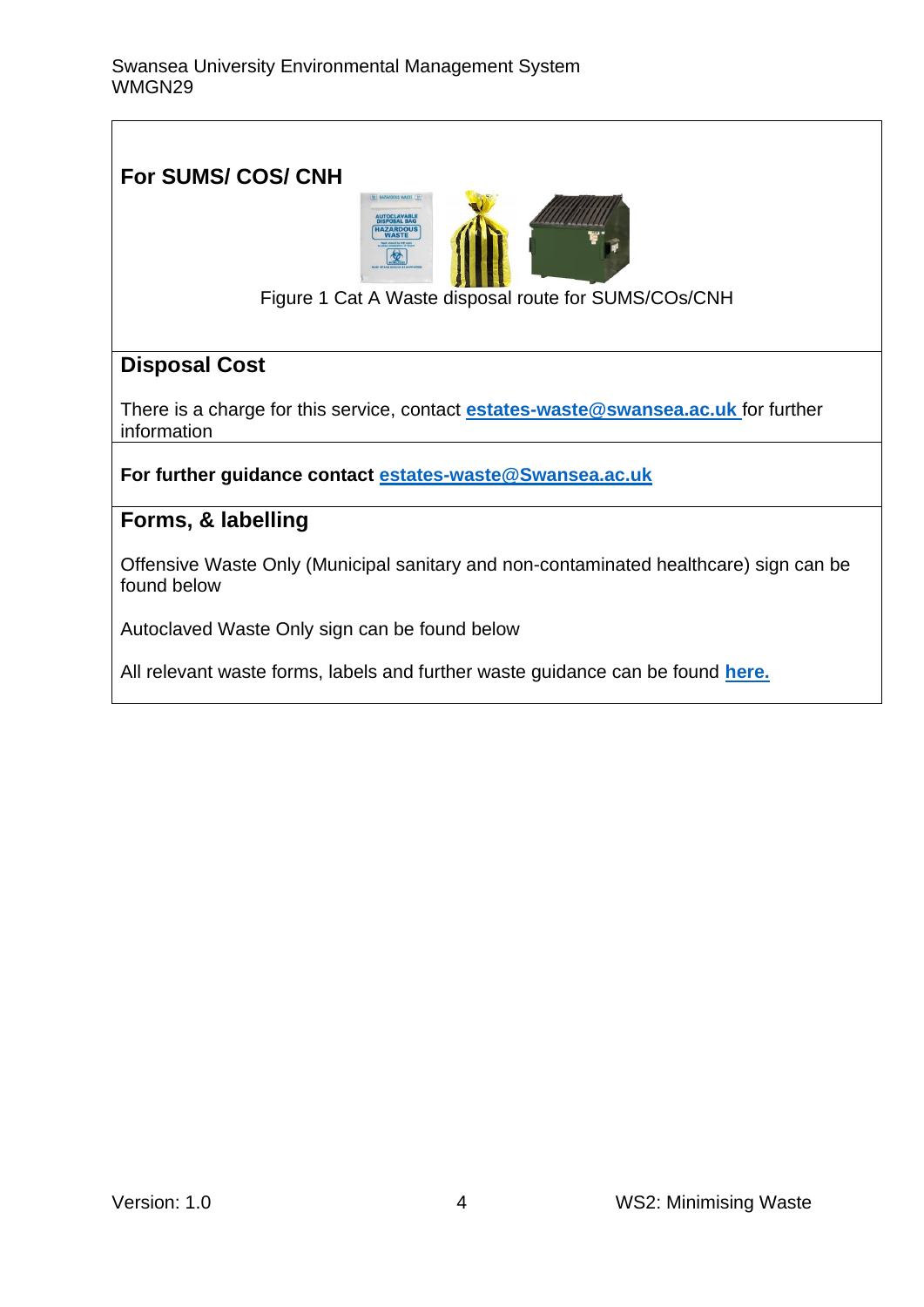## For SUMS/ COS/ CNH

Figure 1 Cat A Waste disposal route for SUMS/COs/CNH

## Disposal Cost

There is a charge for this service, contact **estates-waste@swansea.ac.uk** for further information

**For further guidance contact estates-waste@Swansea.ac.uk**

## Forms, & labelling

Offensive Waste Only (Municipal sanitary and non-contaminated healthcare) sign can be found below

Autoclaved Waste Only sign can be found below

All relevant waste forms, labels and further waste guidance can be found **here.**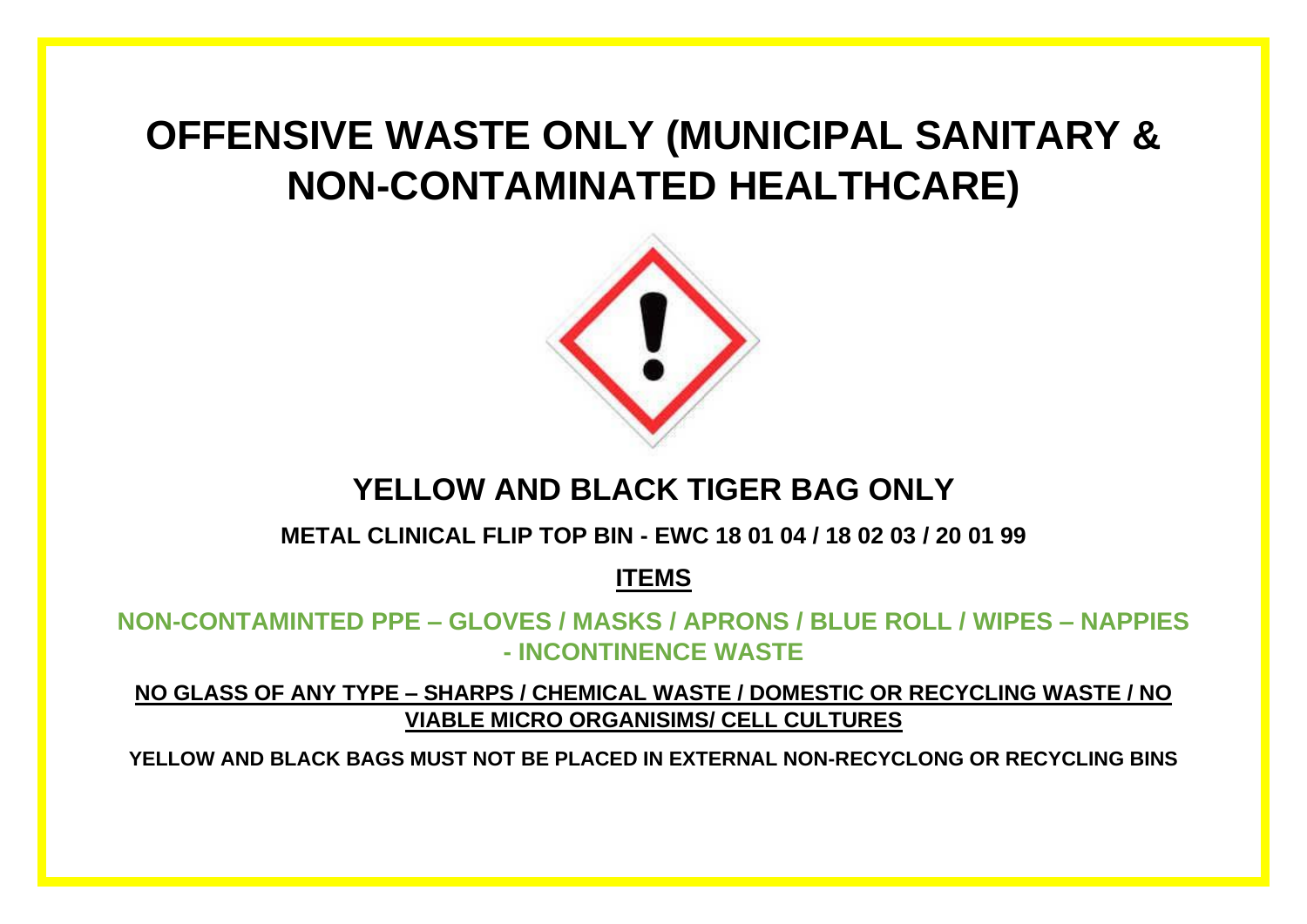# OFFENSIVE WASTE ONLY (MUNICIPAL SANITARY & NON-CONTAMINATED HEALTHCARE)

## YELLOW AND BLACK TIGER BAG ONLY

**METAL CLINICAL FLIP TOP BIN - EWC 18 01 04 / 18 02 03 / 20 01 99**

**ITEMS**

**NON-CONTAMINTED PPE – GLOVES / MASKS / APRONS / BLUE ROLL / WIPES – NAPPIES - INCONTINENCE WASTE**

**NO GLASS OF ANY TYPE – SHARPS / CHEMICAL WASTE / DOMESTIC OR RECYCLING WASTE / NO VIABLE MICRO ORGANISIMS/ CELL CULTURES**

**YELLOW AND BLACK BAGS MUST NOT BE PLACED IN EXTERNAL NON-RECYCLONG OR RECYCLING BINS**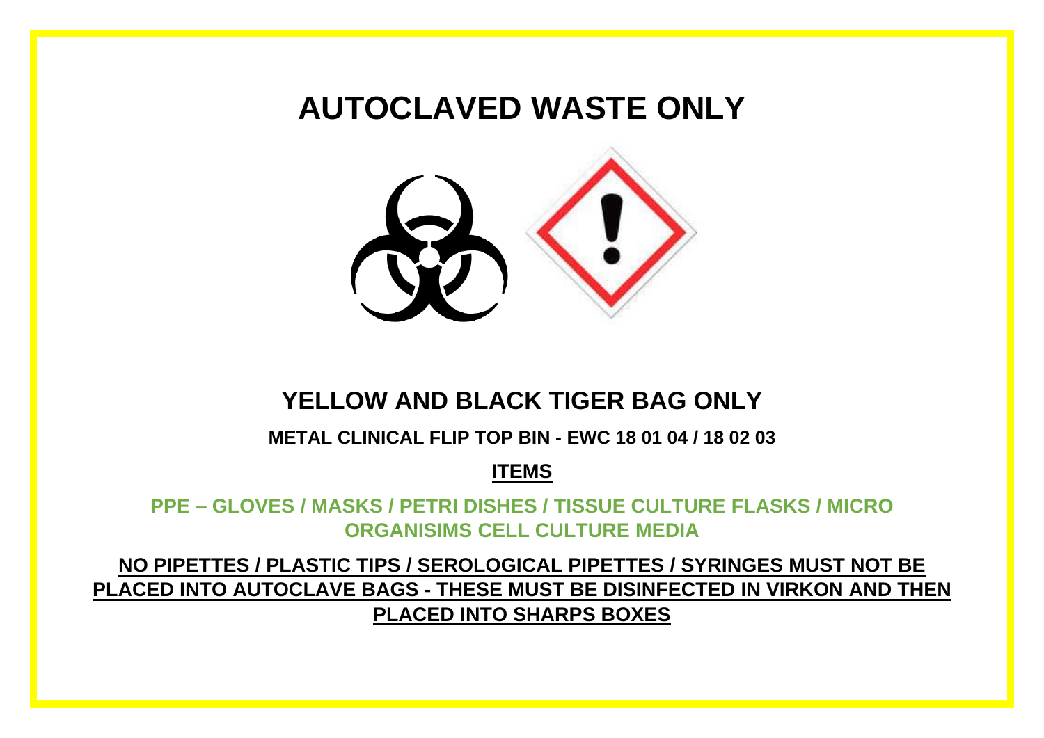# AUTOCLAVED WASTE ONLY

## YELLOW AND BLACK TIGER BAG ONLY

**METAL CLINICAL FLIP TOP BIN - EWC 18 01 04 / 18 02 03**

**ITEMS**

**PPE – GLOVES / MASKS / PETRI DISHES / TISSUE CULTURE FLASKS / MICRO ORGANISIMS CELL CULTURE MEDIA**

**NO PIPETTES / PLASTIC TIPS / SEROLOGICAL PIPETTES / SYRINGES MUST NOT BE PLACED INTO AUTOCLAVE BAGS - THESE MUST BE DISINFECTED IN VIRKON AND THEN PLACED INTO SHARPS BOXES**